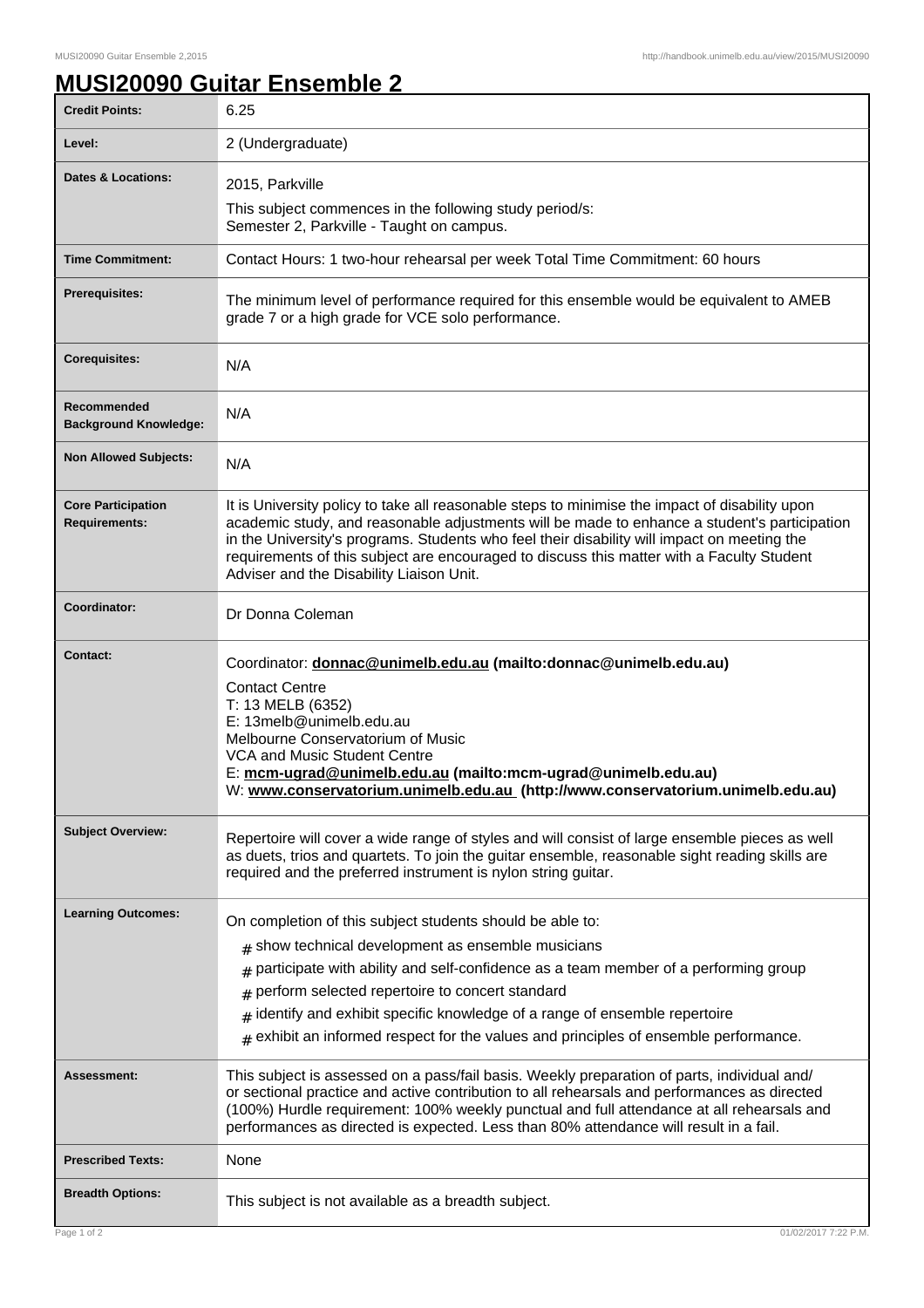# MUSI20090 Guitar Ensemble 2

| Credit Points: | 6.25 |
|---|---|
| Level: | 2 (Undergraduate) |
| Dates & Locations: | 2015, Parkville<br>This subject commences in the following study period/s:<br>Semester 2, Parkville - Taught on campus. |
| Time Commitment: | Contact Hours: 1 two-hour rehearsal per week Total Time Commitment: 60 hours |
| Prerequisites: | The minimum level of performance required for this ensemble would be equivalent to AMEB grade 7 or a high grade for VCE solo performance. |
| Corequisites: | N/A |
| Recommended Background Knowledge: | N/A |
| Non Allowed Subjects: | N/A |
| Core Participation Requirements: | It is University policy to take all reasonable steps to minimise the impact of disability upon academic study, and reasonable adjustments will be made to enhance a student's participation in the University's programs. Students who feel their disability will impact on meeting the requirements of this subject are encouraged to discuss this matter with a Faculty Student Adviser and the Disability Liaison Unit. |
| Coordinator: | Dr Donna Coleman |
| Contact: | Coordinator: **donnac@unimelb.edu.au (mailto:donnac@unimelb.edu.au)**<br>Contact Centre<br>T: 13 MELB (6352)<br>E: 13melb@unimelb.edu.au<br>Melbourne Conservatorium of Music<br>VCA and Music Student Centre<br>E: **mcm-ugrad@unimelb.edu.au (mailto:mcm-ugrad@unimelb.edu.au)**<br>W: **www.conservatorium.unimelb.edu.au (http://www.conservatorium.unimelb.edu.au)** |
| Subject Overview: | Repertoire will cover a wide range of styles and will consist of large ensemble pieces as well as duets, trios and quartets. To join the guitar ensemble, reasonable sight reading skills are required and the preferred instrument is nylon string guitar. |
| Learning Outcomes: | On completion of this subject students should be able to:<br># show technical development as ensemble musicians<br># participate with ability and self-confidence as a team member of a performing group<br># perform selected repertoire to concert standard<br># identify and exhibit specific knowledge of a range of ensemble repertoire<br># exhibit an informed respect for the values and principles of ensemble performance. |
| Assessment: | This subject is assessed on a pass/fail basis. Weekly preparation of parts, individual and/ or sectional practice and active contribution to all rehearsals and performances as directed (100%) Hurdle requirement: 100% weekly punctual and full attendance at all rehearsals and performances as directed is expected. Less than 80% attendance will result in a fail. |
| Prescribed Texts: | None |
| Breadth Options: | This subject is not available as a breadth subject. |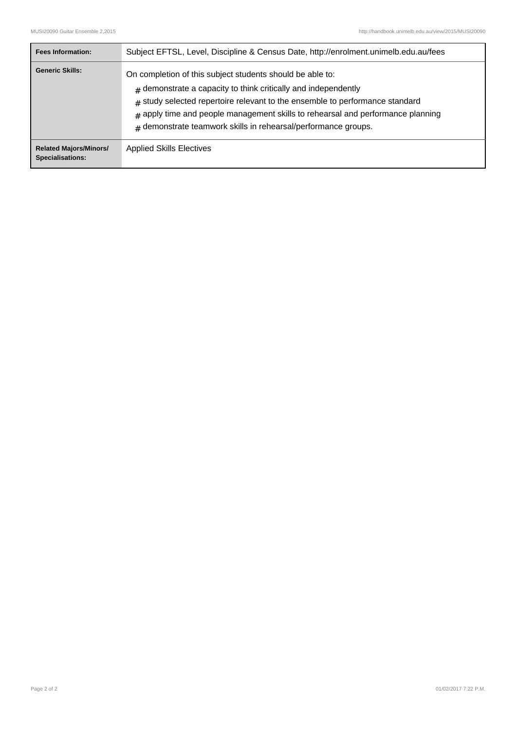| | |
|---|---|
| **Fees Information:** | Subject EFTSL, Level, Discipline & Census Date, http://enrolment.unimelb.edu.au/fees |
| **Generic Skills:** | On completion of this subject students should be able to:<br># demonstrate a capacity to think critically and independently<br># study selected repertoire relevant to the ensemble to performance standard<br># apply time and people management skills to rehearsal and performance planning<br># demonstrate teamwork skills in rehearsal/performance groups. |
| **Related Majors/Minors/ Specialisations:** | Applied Skills Electives |